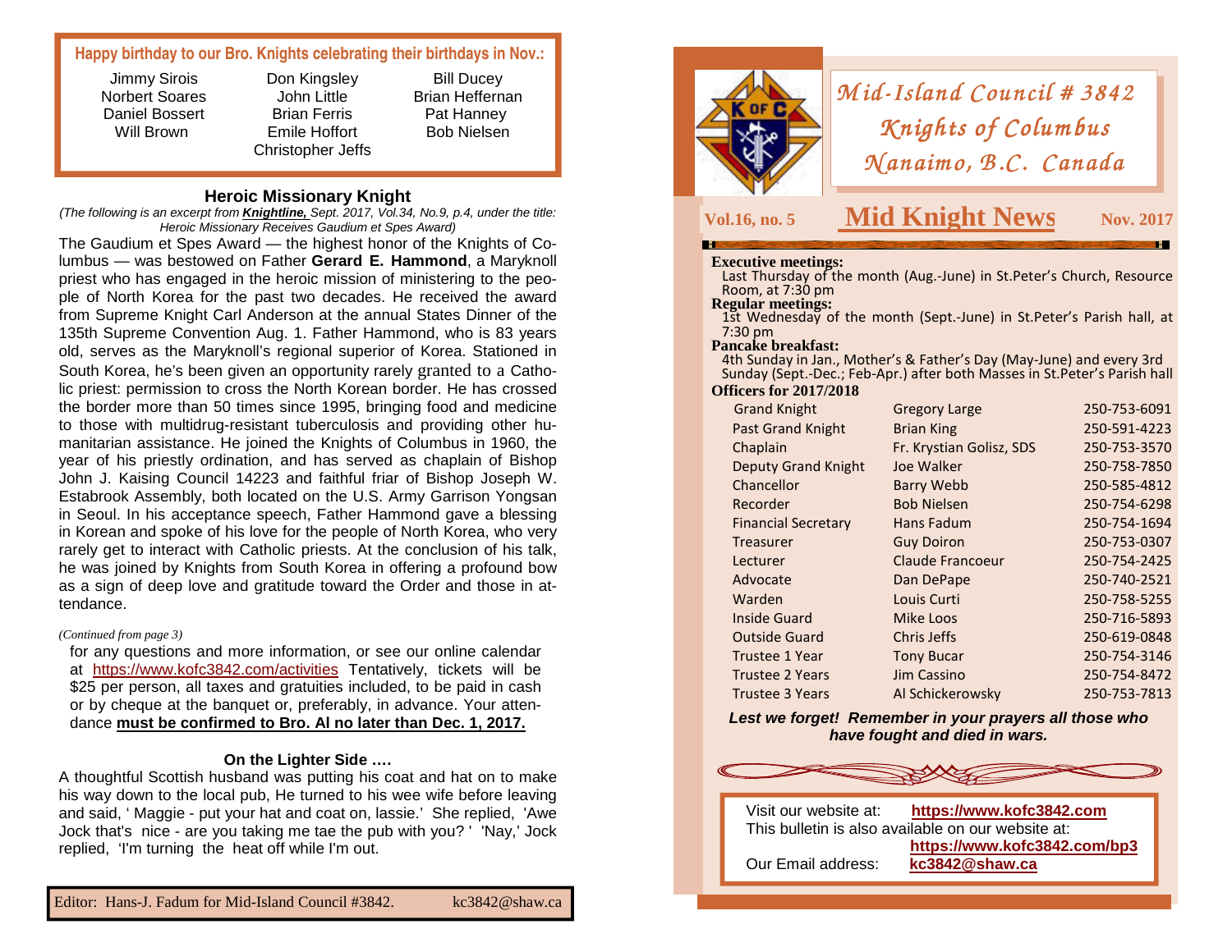**Happy birthday to our Bro. Knights celebrating their birthdays in Nov.:**

| | | |
|---|---|---|
| Jimmy Sirois | Don Kingsley | Bill Ducey |
| Norbert Soares | John Little | Brian Heffernan |
| Daniel Bossert | Brian Ferris | Pat Hanney |
| Will Brown | Emile Hoffort | Bob Nielsen |
| | Christopher Jeffs | |

## Heroic Missionary Knight

*(The following is an excerpt from **Knightline,** Sept. 2017, Vol.34, No.9, p.4, under the title: Heroic Missionary Receives Gaudium et Spes Award)*

The Gaudium et Spes Award — the highest honor of the Knights of Columbus — was bestowed on Father **Gerard E. Hammond**, a Maryknoll priest who has engaged in the heroic mission of ministering to the people of North Korea for the past two decades. He received the award from Supreme Knight Carl Anderson at the annual States Dinner of the 135th Supreme Convention Aug. 1. Father Hammond, who is 83 years old, serves as the Maryknoll's regional superior of Korea. Stationed in South Korea, he's been given an opportunity rarely granted to a Catholic priest: permission to cross the North Korean border. He has crossed the border more than 50 times since 1995, bringing food and medicine to those with multidrug-resistant tuberculosis and providing other humanitarian assistance. He joined the Knights of Columbus in 1960, the year of his priestly ordination, and has served as chaplain of Bishop John J. Kaising Council 14223 and faithful friar of Bishop Joseph W. Estabrook Assembly, both located on the U.S. Army Garrison Yongsan in Seoul. In his acceptance speech, Father Hammond gave a blessing in Korean and spoke of his love for the people of North Korea, who very rarely get to interact with Catholic priests. At the conclusion of his talk, he was joined by Knights from South Korea in offering a profound bow as a sign of deep love and gratitude toward the Order and those in attendance.

*(Continued from page 3)*

for any questions and more information, or see our online calendar at https://www.kofc3842.com/activities Tentatively, tickets will be $25 per person, all taxes and gratuities included, to be paid in cash or by cheque at the banquet or, preferably, in advance. Your attendance **must be confirmed to Bro. Al no later than Dec. 1, 2017.**

### On the Lighter Side ….

A thoughtful Scottish husband was putting his coat and hat on to make his way down to the local pub, He turned to his wee wife before leaving and said, ' Maggie - put your hat and coat on, lassie.' She replied, 'Awe Jock that's nice - are you taking me tae the pub with you? ' 'Nay,' Jock replied, 'I'm turning the heat off while I'm out.

Editor: Hans-J. Fadum for Mid-Island Council #3842. kc3842@shaw.ca

# *Mid-Island Council # 3842*
# *Knights of Columbus*
# *Nanaimo, B.C. Canada*

**Vol.16, no. 5** **Mid Knight News** **Nov. 2017**

**Executive meetings:**
Last Thursday of the month (Aug.-June) in St.Peter's Church, Resource Room, at 7:30 pm

**Regular meetings:**
1st Wednesday of the month (Sept.-June) in St.Peter's Parish hall, at 7:30 pm

**Pancake breakfast:**
4th Sunday in Jan., Mother's & Father's Day (May-June) and every 3rd Sunday (Sept.-Dec.; Feb-Apr.) after both Masses in St.Peter's Parish hall

**Officers for 2017/2018**

| | | |
|---|---|---|
| Grand Knight | Gregory Large | 250-753-6091 |
| Past Grand Knight | Brian King | 250-591-4223 |
| Chaplain | Fr. Krystian Golisz, SDS | 250-753-3570 |
| Deputy Grand Knight | Joe Walker | 250-758-7850 |
| Chancellor | Barry Webb | 250-585-4812 |
| Recorder | Bob Nielsen | 250-754-6298 |
| Financial Secretary | Hans Fadum | 250-754-1694 |
| Treasurer | Guy Doiron | 250-753-0307 |
| Lecturer | Claude Francoeur | 250-754-2425 |
| Advocate | Dan DePape | 250-740-2521 |
| Warden | Louis Curti | 250-758-5255 |
| Inside Guard | Mike Loos | 250-716-5893 |
| Outside Guard | Chris Jeffs | 250-619-0848 |
| Trustee 1 Year | Tony Bucar | 250-754-3146 |
| Trustee 2 Years | Jim Cassino | 250-754-8472 |
| Trustee 3 Years | Al Schickerowsky | 250-753-7813 |

***Lest we forget! Remember in your prayers all those who have fought and died in wars.***

Visit our website at: **https://www.kofc3842.com**
This bulletin is also available on our website at: **https://www.kofc3842.com/bp3**
Our Email address: **kc3842@shaw.ca**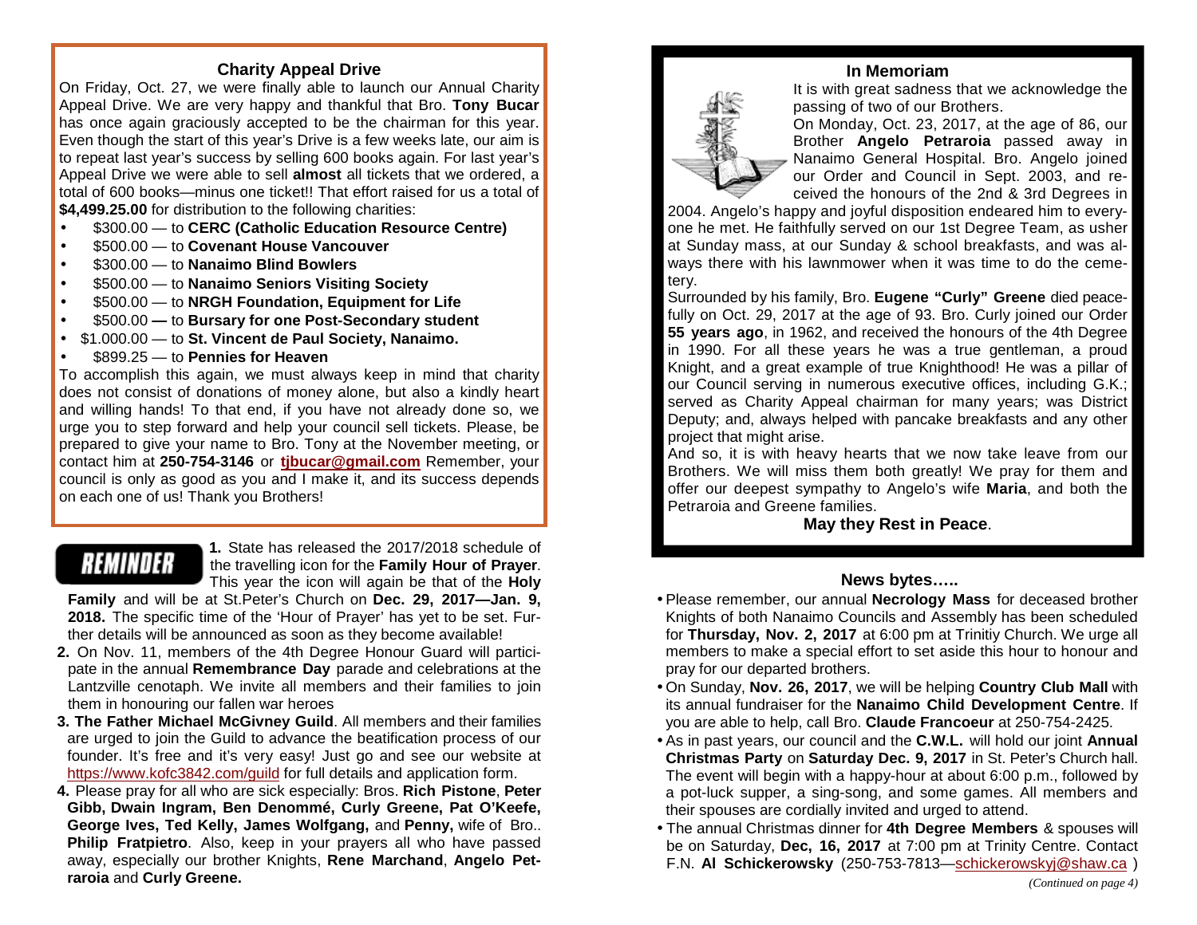## Charity Appeal Drive

On Friday, Oct. 27, we were finally able to launch our Annual Charity Appeal Drive. We are very happy and thankful that Bro. **Tony Bucar** has once again graciously accepted to be the chairman for this year. Even though the start of this year's Drive is a few weeks late, our aim is to repeat last year's success by selling 600 books again. For last year's Appeal Drive we were able to sell **almost** all tickets that we ordered, a total of 600 books—minus one ticket!! That effort raised for us a total of **$4,499.25.00** for distribution to the following charities:

- $300.00 — to **CERC (Catholic Education Resource Centre)**
- $500.00 — to **Covenant House Vancouver**
- $300.00 — to **Nanaimo Blind Bowlers**
- $500.00 — to **Nanaimo Seniors Visiting Society**
- $500.00 — to **NRGH Foundation, Equipment for Life**
- $500.00 **—** to **Bursary for one Post-Secondary student**
- $1.000.00 — to **St. Vincent de Paul Society, Nanaimo.**
- $899.25 — to **Pennies for Heaven**

To accomplish this again, we must always keep in mind that charity does not consist of donations of money alone, but also a kindly heart and willing hands! To that end, if you have not already done so, we urge you to step forward and help your council sell tickets. Please, be prepared to give your name to Bro. Tony at the November meeting, or contact him at **250-754-3146** or **tjbucar@gmail.com** Remember, your council is only as good as you and I make it, and its success depends on each one of us! Thank you Brothers!

## REMINDER

1. State has released the 2017/2018 schedule of the travelling icon for the **Family Hour of Prayer**. This year the icon will again be that of the **Holy Family** and will be at St.Peter's Church on **Dec. 29, 2017—Jan. 9, 2018.** The specific time of the 'Hour of Prayer' has yet to be set. Further details will be announced as soon as they become available!
2. On Nov. 11, members of the 4th Degree Honour Guard will participate in the annual **Remembrance Day** parade and celebrations at the Lantzville cenotaph. We invite all members and their families to join them in honouring our fallen war heroes
3. **The Father Michael McGivney Guild**. All members and their families are urged to join the Guild to advance the beatification process of our founder. It's free and it's very easy! Just go and see our website at https://www.kofc3842.com/guild for full details and application form.
4. Please pray for all who are sick especially: Bros. **Rich Pistone**, **Peter Gibb, Dwain Ingram, Ben Denommé, Curly Greene, Pat O'Keefe, George Ives, Ted Kelly, James Wolfgang,** and **Penny,** wife of Bro.. **Philip Fratpietro**. Also, keep in your prayers all who have passed away, especially our brother Knights, **Rene Marchand**, **Angelo Petraroia** and **Curly Greene.**

## In Memoriam

It is with great sadness that we acknowledge the passing of two of our Brothers.

On Monday, Oct. 23, 2017, at the age of 86, our Brother **Angelo Petraroia** passed away in Nanaimo General Hospital. Bro. Angelo joined our Order and Council in Sept. 2003, and received the honours of the 2nd & 3rd Degrees in 2004. Angelo's happy and joyful disposition endeared him to everyone he met. He faithfully served on our 1st Degree Team, as usher at Sunday mass, at our Sunday & school breakfasts, and was always there with his lawnmower when it was time to do the cemetery.

Surrounded by his family, Bro. **Eugene "Curly" Greene** died peacefully on Oct. 29, 2017 at the age of 93. Bro. Curly joined our Order **55 years ago**, in 1962, and received the honours of the 4th Degree in 1990. For all these years he was a true gentleman, a proud Knight, and a great example of true Knighthood! He was a pillar of our Council serving in numerous executive offices, including G.K.; served as Charity Appeal chairman for many years; was District Deputy; and, always helped with pancake breakfasts and any other project that might arise.

And so, it is with heavy hearts that we now take leave from our Brothers. We will miss them both greatly! We pray for them and offer our deepest sympathy to Angelo's wife **Maria**, and both the Petraroia and Greene families.

**May they Rest in Peace**.

## News bytes…..

- Please remember, our annual **Necrology Mass** for deceased brother Knights of both Nanaimo Councils and Assembly has been scheduled for **Thursday, Nov. 2, 2017** at 6:00 pm at Trinitiy Church. We urge all members to make a special effort to set aside this hour to honour and pray for our departed brothers.
- On Sunday, **Nov. 26, 2017**, we will be helping **Country Club Mall** with its annual fundraiser for the **Nanaimo Child Development Centre**. If you are able to help, call Bro. **Claude Francoeur** at 250-754-2425.
- As in past years, our council and the **C.W.L.** will hold our joint **Annual Christmas Party** on **Saturday Dec. 9, 2017** in St. Peter's Church hall. The event will begin with a happy-hour at about 6:00 p.m., followed by a pot-luck supper, a sing-song, and some games. All members and their spouses are cordially invited and urged to attend.
- The annual Christmas dinner for **4th Degree Members** & spouses will be on Saturday, **Dec, 16, 2017** at 7:00 pm at Trinity Centre. Contact F.N. **Al Schickerowsky** (250-753-7813—schickerowskyj@shaw.ca )

*(Continued on page 4)*